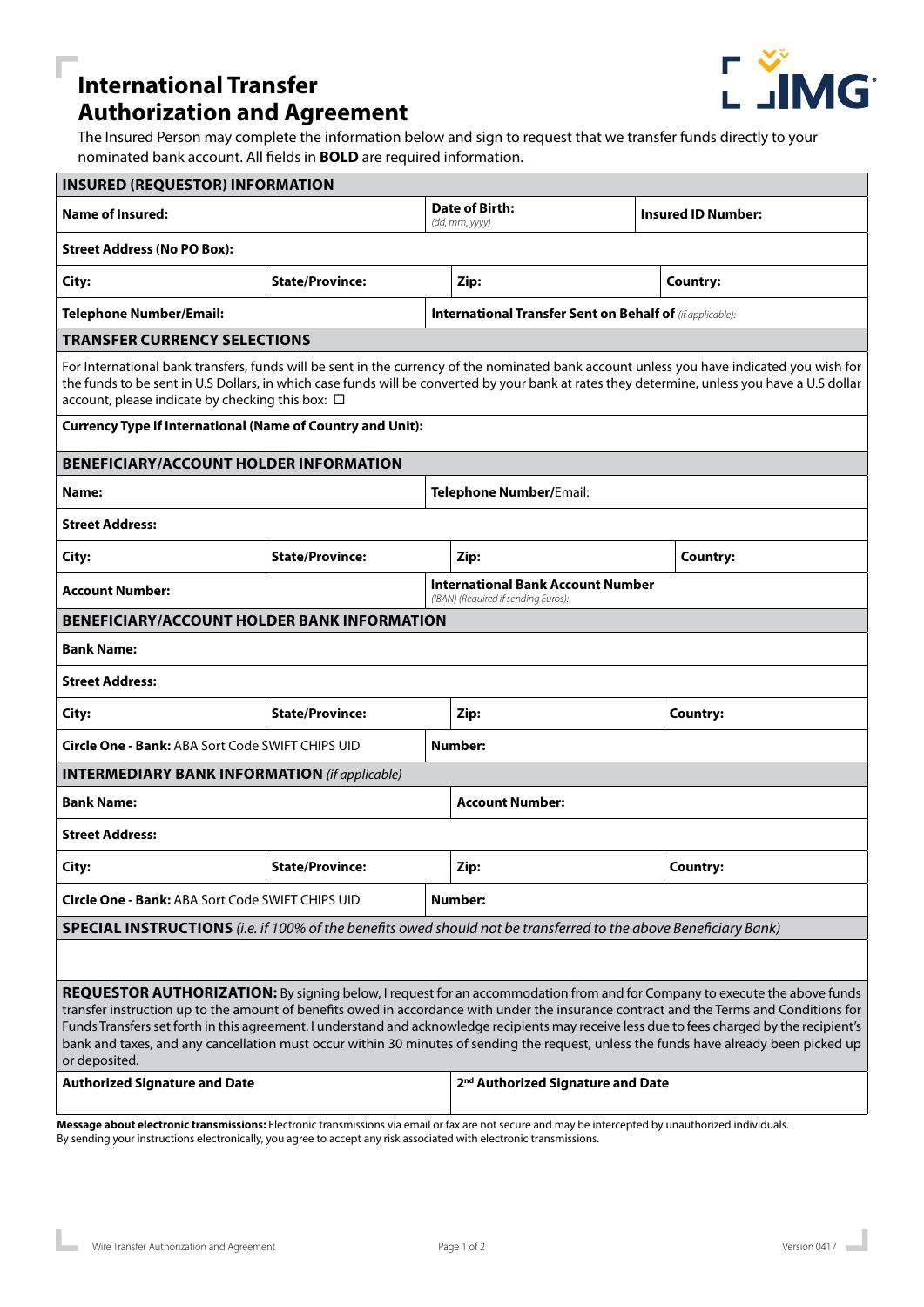# International Transfer Authorization and Agreement

The Insured Person may complete the information below and sign to request that we transfer funds directly to your nominated bank account. All fields in **BOLD** are required information.

| **INSURED (REQUESTOR) INFORMATION** | | | |
|---|---|---|---|
| **Name of Insured:** | | **Date of Birth:** *(dd, mm, yyyy)* | **Insured ID Number:** |
| **Street Address (No PO Box):** | | | |
| **City:** | **State/Province:** | **Zip:** | **Country:** |
| **Telephone Number/Email:** | | **International Transfer Sent on Behalf of** *(if applicable):* | |

| **TRANSFER CURRENCY SELECTIONS** |
|---|
| For International bank transfers, funds will be sent in the currency of the nominated bank account unless you have indicated you wish for the funds to be sent in U.S Dollars, in which case funds will be converted by your bank at rates they determine, unless you have a U.S dollar account, please indicate by checking this box: ☐ |
| **Currency Type if International (Name of Country and Unit):** |

| **BENEFICIARY/ACCOUNT HOLDER INFORMATION** | | | |
|---|---|---|---|
| **Name:** | | **Telephone Number/**Email: | |
| **Street Address:** | | | |
| **City:** | **State/Province:** | **Zip:** | **Country:** |
| **Account Number:** | | **International Bank Account Number** *(IBAN) (Required if sending Euros):* | |

| **BENEFICIARY/ACCOUNT HOLDER BANK INFORMATION** | | | |
|---|---|---|---|
| **Bank Name:** | | | |
| **Street Address:** | | | |
| **City:** | **State/Province:** | **Zip:** | **Country:** |
| **Circle One - Bank:** ABA Sort Code SWIFT CHIPS UID | | **Number:** | |

| **INTERMEDIARY BANK INFORMATION** *(if applicable)* | | | |
|---|---|---|---|
| **Bank Name:** | | **Account Number:** | |
| **Street Address:** | | | |
| **City:** | **State/Province:** | **Zip:** | **Country:** |
| **Circle One - Bank:** ABA Sort Code SWIFT CHIPS UID | | **Number:** | |

| **SPECIAL INSTRUCTIONS** *(i.e. if 100% of the benefits owed should not be transferred to the above Beneficiary Bank)* |
|---|
| |

**REQUESTOR AUTHORIZATION:** By signing below, I request for an accommodation from and for Company to execute the above funds transfer instruction up to the amount of benefits owed in accordance with under the insurance contract and the Terms and Conditions for Funds Transfers set forth in this agreement. I understand and acknowledge recipients may receive less due to fees charged by the recipient's bank and taxes, and any cancellation must occur within 30 minutes of sending the request, unless the funds have already been picked up or deposited.

| **Authorized Signature and Date** | **2nd Authorized Signature and Date** |
|---|---|
| | |

**Message about electronic transmissions:** Electronic transmissions via email or fax are not secure and may be intercepted by unauthorized individuals. By sending your instructions electronically, you agree to accept any risk associated with electronic transmissions.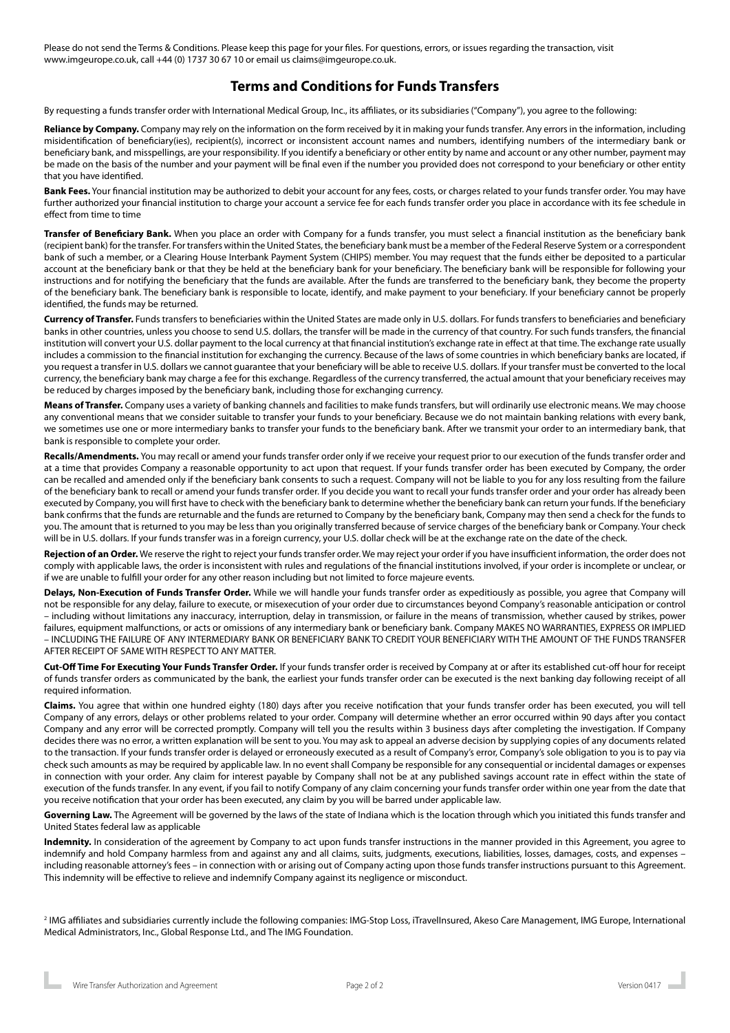Please do not send the Terms & Conditions. Please keep this page for your files. For questions, errors, or issues regarding the transaction, visit www.imgeurope.co.uk, call +44 (0) 1737 30 67 10 or email us claims@imgeurope.co.uk.

## Terms and Conditions for Funds Transfers

By requesting a funds transfer order with International Medical Group, Inc., its affiliates, or its subsidiaries ("Company"), you agree to the following:

**Reliance by Company.** Company may rely on the information on the form received by it in making your funds transfer. Any errors in the information, including misidentification of beneficiary(ies), recipient(s), incorrect or inconsistent account names and numbers, identifying numbers of the intermediary bank or beneficiary bank, and misspellings, are your responsibility. If you identify a beneficiary or other entity by name and account or any other number, payment may be made on the basis of the number and your payment will be final even if the number you provided does not correspond to your beneficiary or other entity that you have identified.

**Bank Fees.** Your financial institution may be authorized to debit your account for any fees, costs, or charges related to your funds transfer order. You may have further authorized your financial institution to charge your account a service fee for each funds transfer order you place in accordance with its fee schedule in effect from time to time

**Transfer of Beneficiary Bank.** When you place an order with Company for a funds transfer, you must select a financial institution as the beneficiary bank (recipient bank) for the transfer. For transfers within the United States, the beneficiary bank must be a member of the Federal Reserve System or a correspondent bank of such a member, or a Clearing House Interbank Payment System (CHIPS) member. You may request that the funds either be deposited to a particular account at the beneficiary bank or that they be held at the beneficiary bank for your beneficiary. The beneficiary bank will be responsible for following your instructions and for notifying the beneficiary that the funds are available. After the funds are transferred to the beneficiary bank, they become the property of the beneficiary bank. The beneficiary bank is responsible to locate, identify, and make payment to your beneficiary. If your beneficiary cannot be properly identified, the funds may be returned.

**Currency of Transfer.** Funds transfers to beneficiaries within the United States are made only in U.S. dollars. For funds transfers to beneficiaries and beneficiary banks in other countries, unless you choose to send U.S. dollars, the transfer will be made in the currency of that country. For such funds transfers, the financial institution will convert your U.S. dollar payment to the local currency at that financial institution's exchange rate in effect at that time. The exchange rate usually includes a commission to the financial institution for exchanging the currency. Because of the laws of some countries in which beneficiary banks are located, if you request a transfer in U.S. dollars we cannot guarantee that your beneficiary will be able to receive U.S. dollars. If your transfer must be converted to the local currency, the beneficiary bank may charge a fee for this exchange. Regardless of the currency transferred, the actual amount that your beneficiary receives may be reduced by charges imposed by the beneficiary bank, including those for exchanging currency.

**Means of Transfer.** Company uses a variety of banking channels and facilities to make funds transfers, but will ordinarily use electronic means. We may choose any conventional means that we consider suitable to transfer your funds to your beneficiary. Because we do not maintain banking relations with every bank, we sometimes use one or more intermediary banks to transfer your funds to the beneficiary bank. After we transmit your order to an intermediary bank, that bank is responsible to complete your order.

**Recalls/Amendments.** You may recall or amend your funds transfer order only if we receive your request prior to our execution of the funds transfer order and at a time that provides Company a reasonable opportunity to act upon that request. If your funds transfer order has been executed by Company, the order can be recalled and amended only if the beneficiary bank consents to such a request. Company will not be liable to you for any loss resulting from the failure of the beneficiary bank to recall or amend your funds transfer order. If you decide you want to recall your funds transfer order and your order has already been executed by Company, you will first have to check with the beneficiary bank to determine whether the beneficiary bank can return your funds. If the beneficiary bank confirms that the funds are returnable and the funds are returned to Company by the beneficiary bank, Company may then send a check for the funds to you. The amount that is returned to you may be less than you originally transferred because of service charges of the beneficiary bank or Company. Your check will be in U.S. dollars. If your funds transfer was in a foreign currency, your U.S. dollar check will be at the exchange rate on the date of the check.

**Rejection of an Order.** We reserve the right to reject your funds transfer order. We may reject your order if you have insufficient information, the order does not comply with applicable laws, the order is inconsistent with rules and regulations of the financial institutions involved, if your order is incomplete or unclear, or if we are unable to fulfill your order for any other reason including but not limited to force majeure events.

**Delays, Non-Execution of Funds Transfer Order.** While we will handle your funds transfer order as expeditiously as possible, you agree that Company will not be responsible for any delay, failure to execute, or misexecution of your order due to circumstances beyond Company's reasonable anticipation or control – including without limitations any inaccuracy, interruption, delay in transmission, or failure in the means of transmission, whether caused by strikes, power failures, equipment malfunctions, or acts or omissions of any intermediary bank or beneficiary bank. Company MAKES NO WARRANTIES, EXPRESS OR IMPLIED – INCLUDING THE FAILURE OF ANY INTERMEDIARY BANK OR BENEFICIARY BANK TO CREDIT YOUR BENEFICIARY WITH THE AMOUNT OF THE FUNDS TRANSFER AFTER RECEIPT OF SAME WITH RESPECT TO ANY MATTER.

**Cut-Off Time For Executing Your Funds Transfer Order.** If your funds transfer order is received by Company at or after its established cut-off hour for receipt of funds transfer orders as communicated by the bank, the earliest your funds transfer order can be executed is the next banking day following receipt of all required information.

**Claims.** You agree that within one hundred eighty (180) days after you receive notification that your funds transfer order has been executed, you will tell Company of any errors, delays or other problems related to your order. Company will determine whether an error occurred within 90 days after you contact Company and any error will be corrected promptly. Company will tell you the results within 3 business days after completing the investigation. If Company decides there was no error, a written explanation will be sent to you. You may ask to appeal an adverse decision by supplying copies of any documents related to the transaction. If your funds transfer order is delayed or erroneously executed as a result of Company's error, Company's sole obligation to you is to pay via check such amounts as may be required by applicable law. In no event shall Company be responsible for any consequential or incidental damages or expenses in connection with your order. Any claim for interest payable by Company shall not be at any published savings account rate in effect within the state of execution of the funds transfer. In any event, if you fail to notify Company of any claim concerning your funds transfer order within one year from the date that you receive notification that your order has been executed, any claim by you will be barred under applicable law.

**Governing Law.** The Agreement will be governed by the laws of the state of Indiana which is the location through which you initiated this funds transfer and United States federal law as applicable

**Indemnity.** In consideration of the agreement by Company to act upon funds transfer instructions in the manner provided in this Agreement, you agree to indemnify and hold Company harmless from and against any and all claims, suits, judgments, executions, liabilities, losses, damages, costs, and expenses – including reasonable attorney's fees – in connection with or arising out of Company acting upon those funds transfer instructions pursuant to this Agreement. This indemnity will be effective to relieve and indemnify Company against its negligence or misconduct.

[2] IMG affiliates and subsidiaries currently include the following companies: IMG-Stop Loss, iTravelInsured, Akeso Care Management, IMG Europe, International Medical Administrators, Inc., Global Response Ltd., and The IMG Foundation.